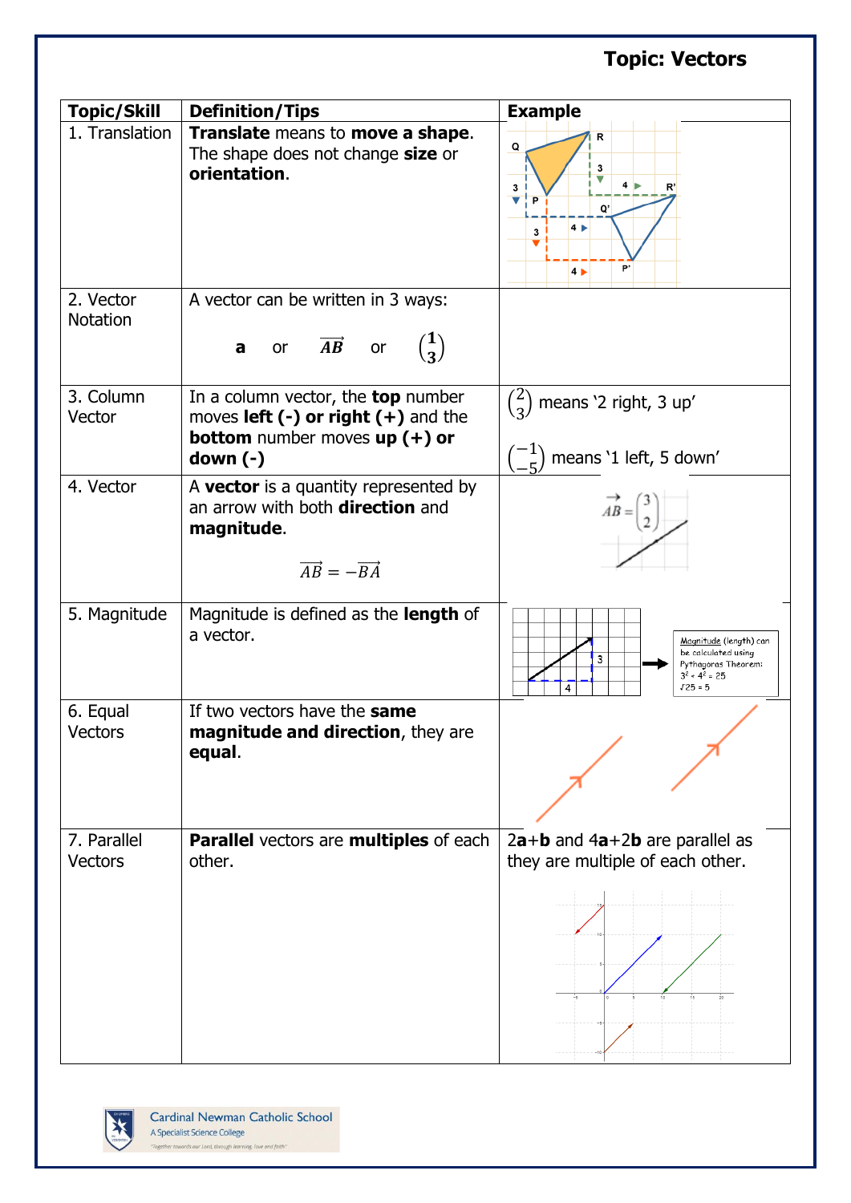# Topic: Vectors

| Topic/Skill | Definition/Tips | Example |
|---|---|---|
| 1. Translation | **Translate** means to **move a shape**. The shape does not change **size** or **orientation**. | |
| 2. Vector Notation | A vector can be written in 3 ways: **a** or $\overrightarrow{AB}$ or $\begin{pmatrix} 1 \\ 3 \end{pmatrix}$ | |
| 3. Column Vector | In a column vector, the **top** number moves **left (-) or right (+)** and the **bottom** number moves **up (+) or down (-)** | $\begin{pmatrix} 2 \\ 3 \end{pmatrix}$ means '2 right, 3 up' <br> $\begin{pmatrix} -1 \\ -5 \end{pmatrix}$ means '1 left, 5 down' |
| 4. Vector | A **vector** is a quantity represented by an arrow with both **direction** and **magnitude**. $\overrightarrow{AB} = -\overrightarrow{BA}$ | $\overrightarrow{AB} = \begin{pmatrix} 3 \\ 2 \end{pmatrix}$ |
| 5. Magnitude | Magnitude is defined as the **length** of a vector. | Magnitude (length) can be calculated using Pythagoras Theorem: $3^2 + 4^2 = 25$ <br> $\sqrt{25} = 5$ |
| 6. Equal Vectors | If two vectors have the **same magnitude and direction**, they are **equal**. | |
| 7. Parallel Vectors | **Parallel** vectors are **multiples** of each other. | 2**a**+**b** and 4**a**+2**b** are parallel as they are multiple of each other. |

Cardinal Newman Catholic School
A Specialist Science College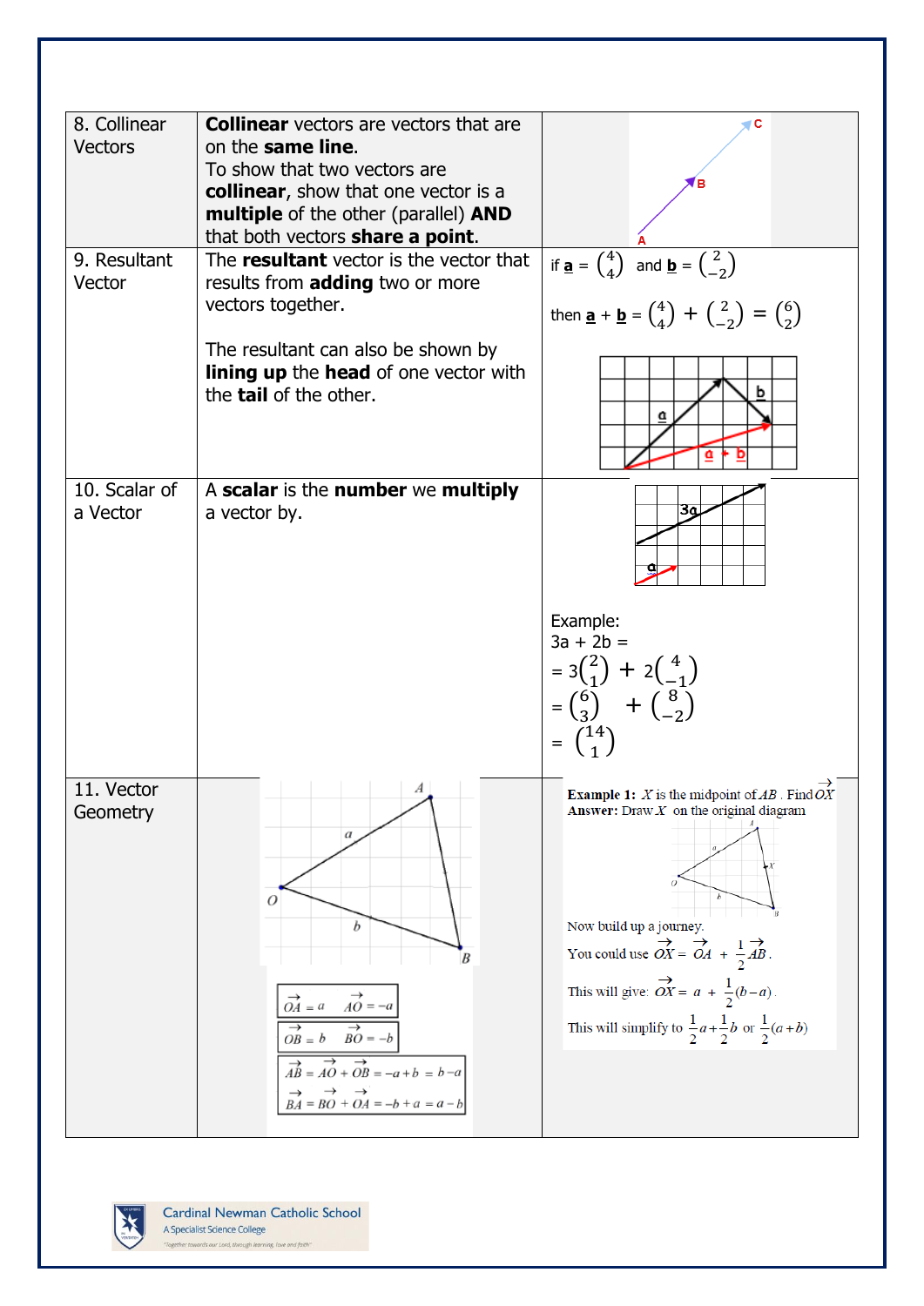| | | |
|---|---|---|
| 8. Collinear Vectors | **Collinear** vectors are vectors that are on the **same line**.<br>To show that two vectors are **collinear**, show that one vector is a **multiple** of the other (parallel) **AND** that both vectors **share a point**. | C<br>B<br>A |
| 9. Resultant Vector | The **resultant** vector is the vector that results from **adding** two or more vectors together.<br><br>The resultant can also be shown by **lining up** the **head** of one vector with the **tail** of the other. | if **a** = $\binom{4}{4}$ and **b** = $\binom{2}{-2}$<br><br>then **a** + **b** = $\binom{4}{4} + \binom{2}{-2} = \binom{6}{2}$<br><br>a<br>b<br>a + b |
| 10. Scalar of a Vector | A **scalar** is the **number** we **multiply** a vector by. | 3a<br>a<br><br>Example:<br>3a + 2b =<br>$= 3\binom{2}{1} + 2\binom{4}{-1}$<br>$= \binom{6}{3} + \binom{8}{-2}$<br>$= \binom{14}{1}$ |
| 11. Vector Geometry | A<br>a<br>O<br>b<br>B<br><br>$\overrightarrow{OA} = a$ $\quad \overrightarrow{AO} = -a$<br>$\overrightarrow{OB} = b$ $\quad \overrightarrow{BO} = -b$<br>$\overrightarrow{AB} = \overrightarrow{AO} + \overrightarrow{OB} = -a + b = b - a$<br>$\overrightarrow{BA} = \overrightarrow{BO} + \overrightarrow{OA} = -b + a = a - b$ | **Example 1:** $X$ is the midpoint of $AB$. Find $\overrightarrow{OX}$<br>**Answer:** Draw $X$ on the original diagram<br><br>A<br>a<br>X<br>O<br>b<br>B<br><br>Now build up a journey.<br>You could use $\overrightarrow{OX} = \overrightarrow{OA} + \frac{1}{2}\overrightarrow{AB}$.<br>This will give: $\overrightarrow{OX} = a + \frac{1}{2}(b-a)$.<br>This will simplify to $\frac{1}{2}a + \frac{1}{2}b$ or $\frac{1}{2}(a+b)$ |

Cardinal Newman Catholic School

A Specialist Science College

"Together towards our Lord, through learning, love and faith"